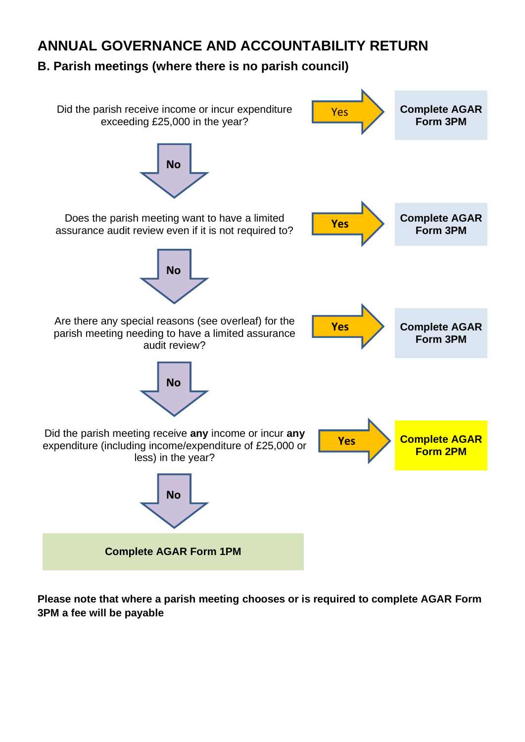# ANNUAL GOVERNANCE AND ACCOUNTABILITY RETURN

## B. Parish meetings (where there is no parish council)

Did the parish receive income or incur expenditure exceeding £25,000 in the year?

- **Yes** → **Complete AGAR Form 3PM**
- **No** ↓

Does the parish meeting want to have a limited assurance audit review even if it is not required to?

- **Yes** → **Complete AGAR Form 3PM**
- **No** ↓

Are there any special reasons (see overleaf) for the parish meeting needing to have a limited assurance audit review?

- **Yes** → **Complete AGAR Form 3PM**
- **No** ↓

Did the parish meeting receive **any** income or incur **any** expenditure (including income/expenditure of £25,000 or less) in the year?

- **Yes** → **Complete AGAR Form 2PM**
- **No** ↓

**Complete AGAR Form 1PM**

**Please note that where a parish meeting chooses or is required to complete AGAR Form 3PM a fee will be payable**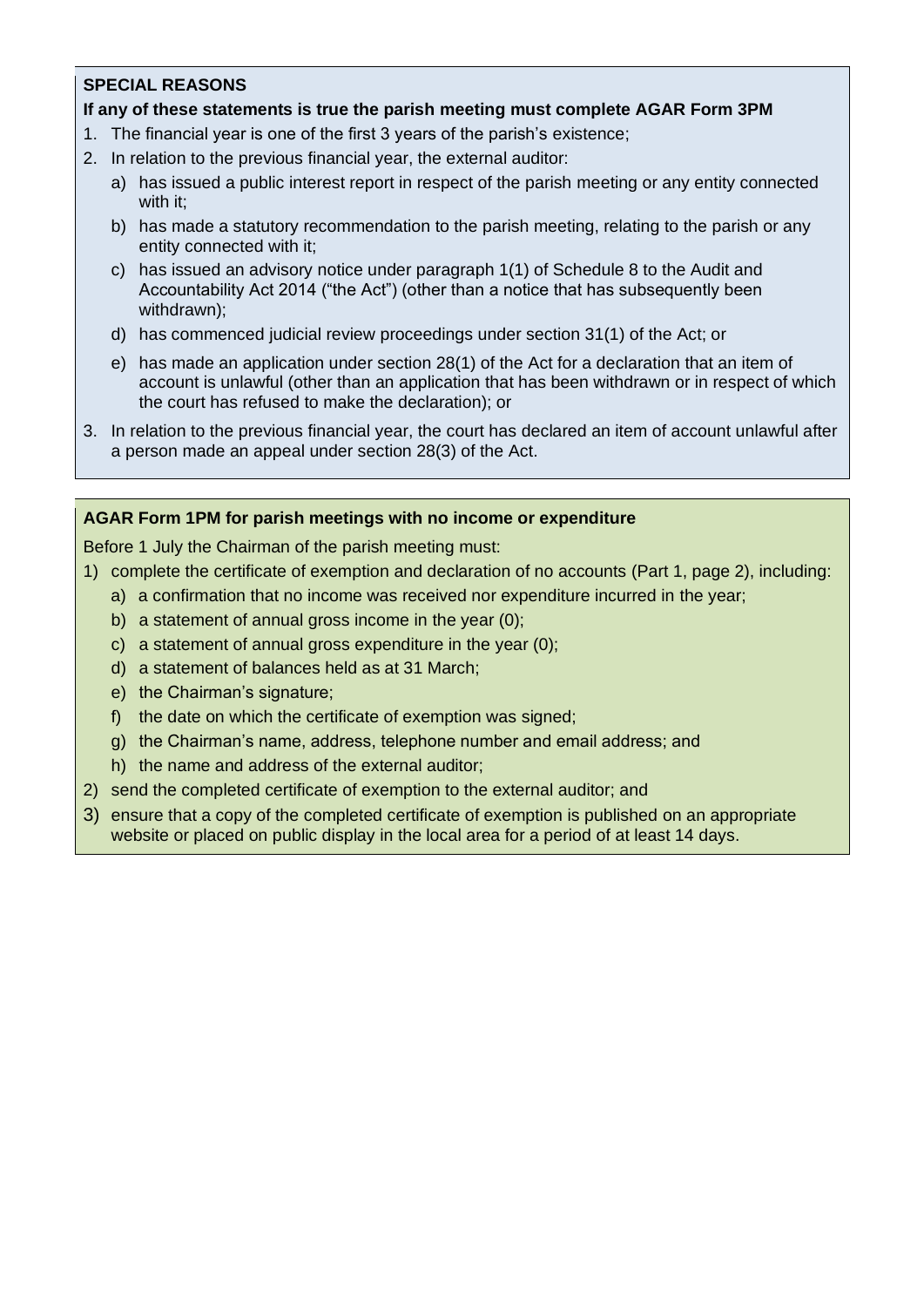**SPECIAL REASONS**

**If any of these statements is true the parish meeting must complete AGAR Form 3PM**

1. The financial year is one of the first 3 years of the parish's existence;
2. In relation to the previous financial year, the external auditor:
   a) has issued a public interest report in respect of the parish meeting or any entity connected with it;
   b) has made a statutory recommendation to the parish meeting, relating to the parish or any entity connected with it;
   c) has issued an advisory notice under paragraph 1(1) of Schedule 8 to the Audit and Accountability Act 2014 ("the Act") (other than a notice that has subsequently been withdrawn);
   d) has commenced judicial review proceedings under section 31(1) of the Act; or
   e) has made an application under section 28(1) of the Act for a declaration that an item of account is unlawful (other than an application that has been withdrawn or in respect of which the court has refused to make the declaration); or
3. In relation to the previous financial year, the court has declared an item of account unlawful after a person made an appeal under section 28(3) of the Act.

**AGAR Form 1PM for parish meetings with no income or expenditure**

Before 1 July the Chairman of the parish meeting must:

1) complete the certificate of exemption and declaration of no accounts (Part 1, page 2), including:
   a) a confirmation that no income was received nor expenditure incurred in the year;
   b) a statement of annual gross income in the year (0);
   c) a statement of annual gross expenditure in the year (0);
   d) a statement of balances held as at 31 March;
   e) the Chairman's signature;
   f) the date on which the certificate of exemption was signed;
   g) the Chairman's name, address, telephone number and email address; and
   h) the name and address of the external auditor;
2) send the completed certificate of exemption to the external auditor; and
3) ensure that a copy of the completed certificate of exemption is published on an appropriate website or placed on public display in the local area for a period of at least 14 days.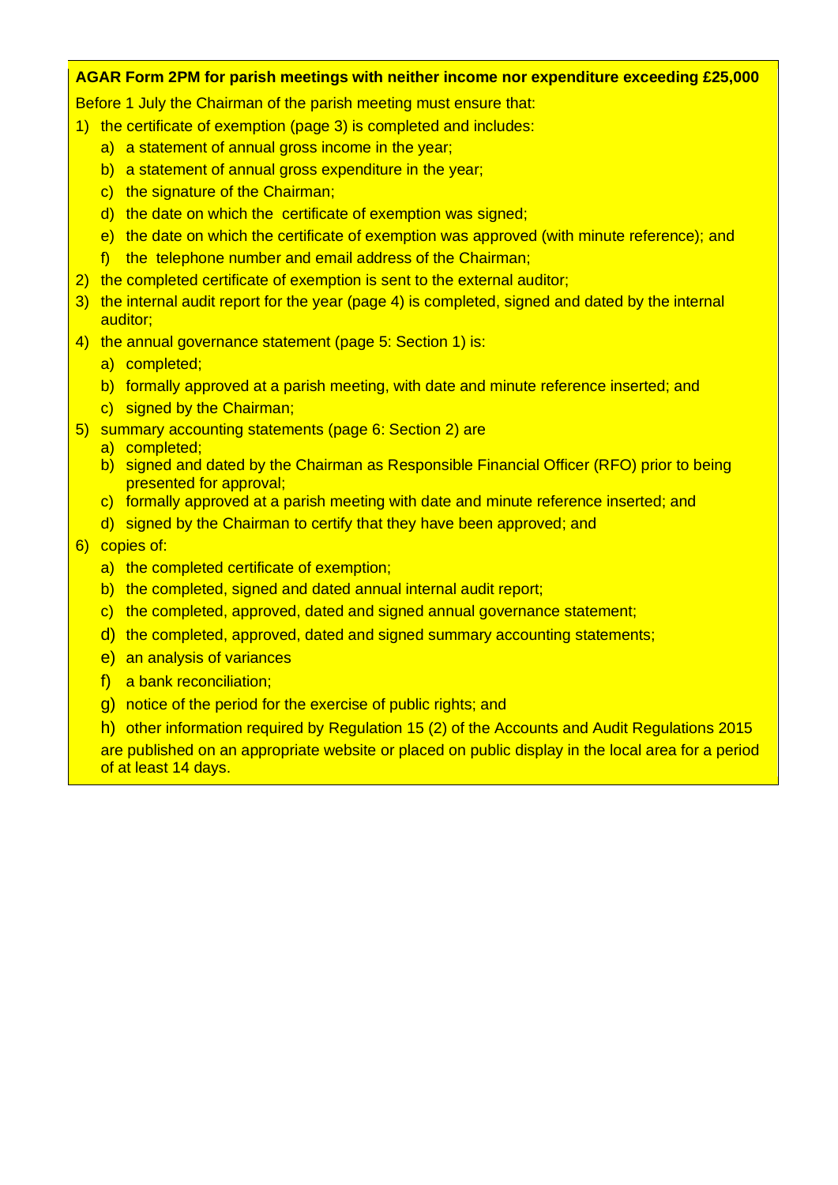**AGAR Form 2PM for parish meetings with neither income nor expenditure exceeding £25,000**

Before 1 July the Chairman of the parish meeting must ensure that:

1) the certificate of exemption (page 3) is completed and includes:
   a) a statement of annual gross income in the year;
   b) a statement of annual gross expenditure in the year;
   c) the signature of the Chairman;
   d) the date on which the certificate of exemption was signed;
   e) the date on which the certificate of exemption was approved (with minute reference); and
   f) the telephone number and email address of the Chairman;
2) the completed certificate of exemption is sent to the external auditor;
3) the internal audit report for the year (page 4) is completed, signed and dated by the internal auditor;
4) the annual governance statement (page 5: Section 1) is:
   a) completed;
   b) formally approved at a parish meeting, with date and minute reference inserted; and
   c) signed by the Chairman;
5) summary accounting statements (page 6: Section 2) are
   a) completed;
   b) signed and dated by the Chairman as Responsible Financial Officer (RFO) prior to being presented for approval;
   c) formally approved at a parish meeting with date and minute reference inserted; and
   d) signed by the Chairman to certify that they have been approved; and
6) copies of:
   a) the completed certificate of exemption;
   b) the completed, signed and dated annual internal audit report;
   c) the completed, approved, dated and signed annual governance statement;
   d) the completed, approved, dated and signed summary accounting statements;
   e) an analysis of variances
   f) a bank reconciliation;
   g) notice of the period for the exercise of public rights; and
   h) other information required by Regulation 15 (2) of the Accounts and Audit Regulations 2015

   are published on an appropriate website or placed on public display in the local area for a period of at least 14 days.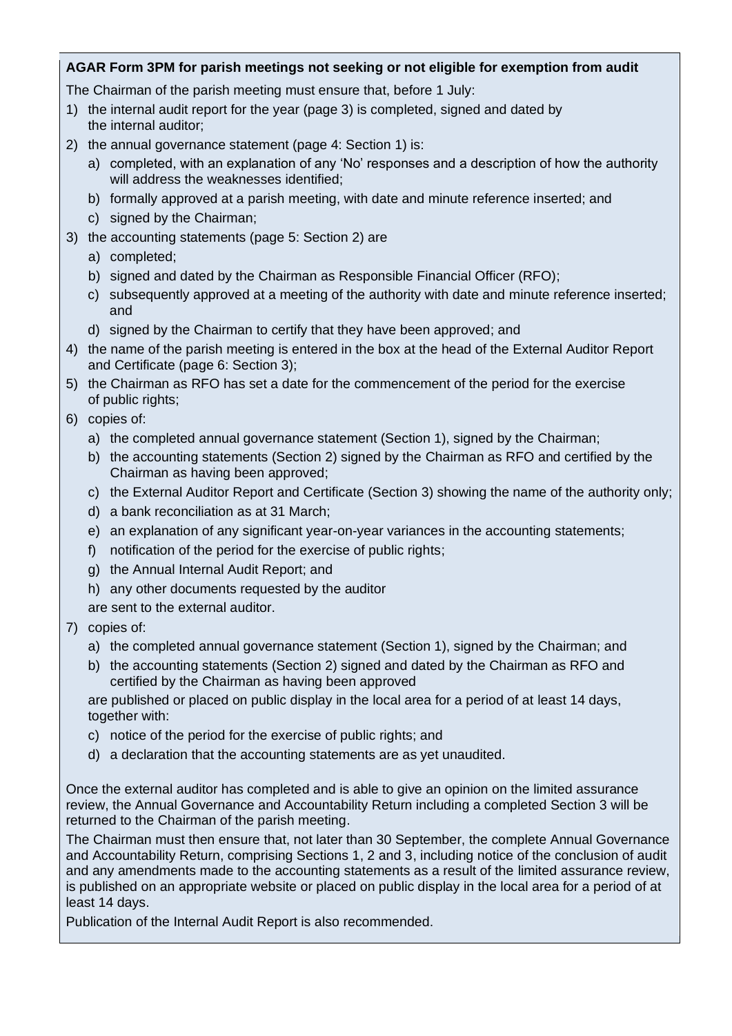**AGAR Form 3PM for parish meetings not seeking or not eligible for exemption from audit**

The Chairman of the parish meeting must ensure that, before 1 July:

1) the internal audit report for the year (page 3) is completed, signed and dated by the internal auditor;
2) the annual governance statement (page 4: Section 1) is:
   a) completed, with an explanation of any 'No' responses and a description of how the authority will address the weaknesses identified;
   b) formally approved at a parish meeting, with date and minute reference inserted; and
   c) signed by the Chairman;
3) the accounting statements (page 5: Section 2) are
   a) completed;
   b) signed and dated by the Chairman as Responsible Financial Officer (RFO);
   c) subsequently approved at a meeting of the authority with date and minute reference inserted; and
   d) signed by the Chairman to certify that they have been approved; and
4) the name of the parish meeting is entered in the box at the head of the External Auditor Report and Certificate (page 6: Section 3);
5) the Chairman as RFO has set a date for the commencement of the period for the exercise of public rights;
6) copies of:
   a) the completed annual governance statement (Section 1), signed by the Chairman;
   b) the accounting statements (Section 2) signed by the Chairman as RFO and certified by the Chairman as having been approved;
   c) the External Auditor Report and Certificate (Section 3) showing the name of the authority only;
   d) a bank reconciliation as at 31 March;
   e) an explanation of any significant year-on-year variances in the accounting statements;
   f) notification of the period for the exercise of public rights;
   g) the Annual Internal Audit Report; and
   h) any other documents requested by the auditor

   are sent to the external auditor.
7) copies of:
   a) the completed annual governance statement (Section 1), signed by the Chairman; and
   b) the accounting statements (Section 2) signed and dated by the Chairman as RFO and certified by the Chairman as having been approved

   are published or placed on public display in the local area for a period of at least 14 days, together with:

   c) notice of the period for the exercise of public rights; and
   d) a declaration that the accounting statements are as yet unaudited.

Once the external auditor has completed and is able to give an opinion on the limited assurance review, the Annual Governance and Accountability Return including a completed Section 3 will be returned to the Chairman of the parish meeting.

The Chairman must then ensure that, not later than 30 September, the complete Annual Governance and Accountability Return, comprising Sections 1, 2 and 3, including notice of the conclusion of audit and any amendments made to the accounting statements as a result of the limited assurance review, is published on an appropriate website or placed on public display in the local area for a period of at least 14 days.

Publication of the Internal Audit Report is also recommended.